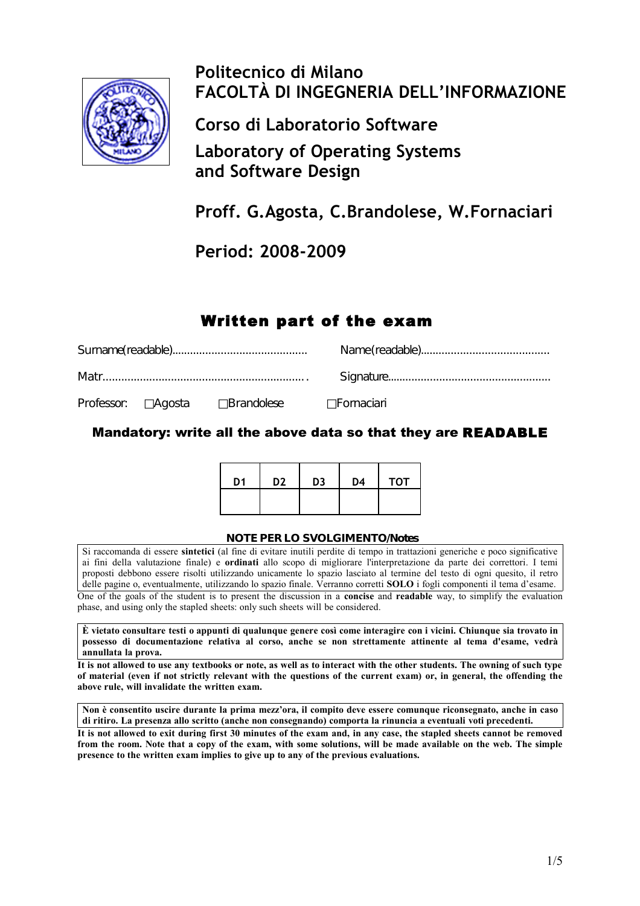# Politecnico di Milano
# FACOLTÀ DI INGEGNERIA DELL'INFORMAZIONE

## Corso di Laboratorio Software

## Laboratory of Operating Systems and Software Design

## Proff. G.Agosta, C.Brandolese, W.Fornaciari

## Period: 2008-2009

## Written part of the exam

Surname(readable)………………………………………… Name(readable)……………………………………..

Matr………………………………………………………… . Signature…………………………………………….

Professor: ☐Agosta ☐Brandolese ☐Fornaciari

**Mandatory: write all the above data so that they are READABLE**

| D1 | D2 | D3 | D4 | TOT |
|---|---|---|---|---|
| | | | | |

**NOTE PER LO SVOLGIMENTO/Notes**

Si raccomanda di essere **sintetici** (al fine di evitare inutili perdite di tempo in trattazioni generiche e poco significative ai fini della valutazione finale) e **ordinati** allo scopo di migliorare l'interpretazione da parte dei correttori. I temi proposti debbono essere risolti utilizzando unicamente lo spazio lasciato al termine del testo di ogni quesito, il retro delle pagine o, eventualmente, utilizzando lo spazio finale. Verranno corretti **SOLO** i fogli componenti il tema d'esame.

One of the goals of the student is to present the discussion in a **concise** and **readable** way, to simplify the evaluation phase, and using only the stapled sheets: only such sheets will be considered.

**È vietato consultare testi o appunti di qualunque genere così come interagire con i vicini. Chiunque sia trovato in possesso di documentazione relativa al corso, anche se non strettamente attinente al tema d'esame, vedrà annullata la prova.**

**It is not allowed to use any textbooks or note, as well as to interact with the other students. The owning of such type of material (even if not strictly relevant with the questions of the current exam) or, in general, the offending the above rule, will invalidate the written exam.**

**Non è consentito uscire durante la prima mezz'ora, il compito deve essere comunque riconsegnato, anche in caso di ritiro. La presenza allo scritto (anche non consegnando) comporta la rinuncia a eventuali voti precedenti.**

**It is not allowed to exit during first 30 minutes of the exam and, in any case, the stapled sheets cannot be removed from the room. Note that a copy of the exam, with some solutions, will be made available on the web. The simple presence to the written exam implies to give up to any of the previous evaluations.**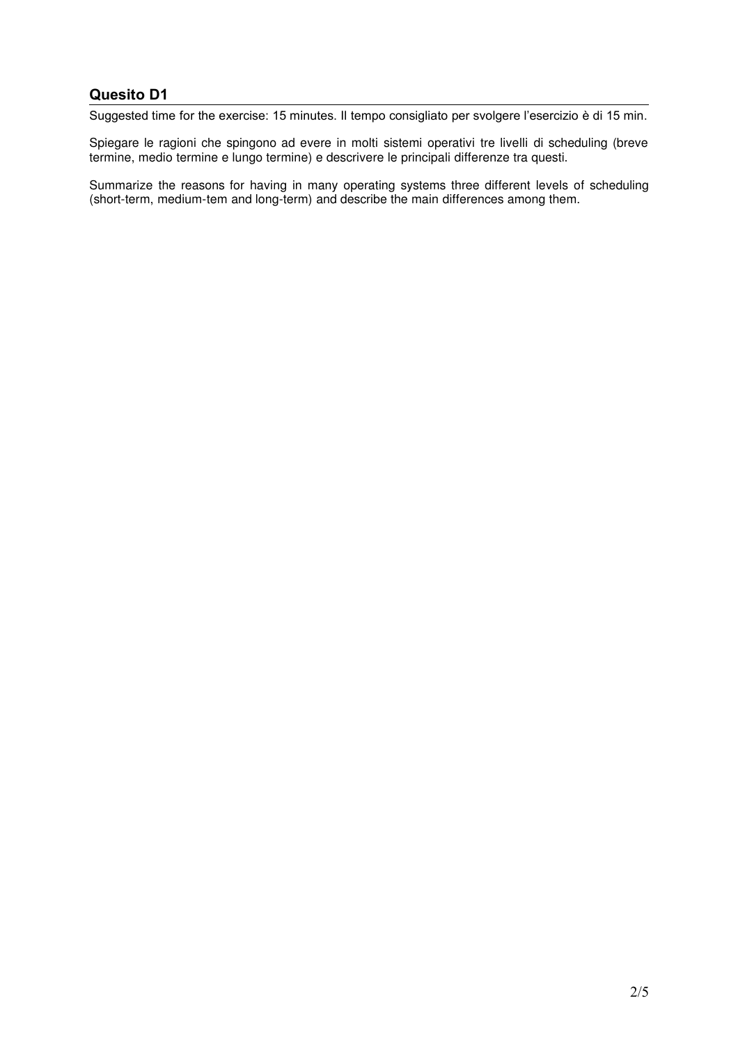## Quesito D1

Suggested time for the exercise: 15 minutes. Il tempo consigliato per svolgere l'esercizio è di 15 min.

Spiegare le ragioni che spingono ad evere in molti sistemi operativi tre livelli di scheduling (breve termine, medio termine e lungo termine) e descrivere le principali differenze tra questi.

Summarize the reasons for having in many operating systems three different levels of scheduling (short-term, medium-tem and long-term) and describe the main differences among them.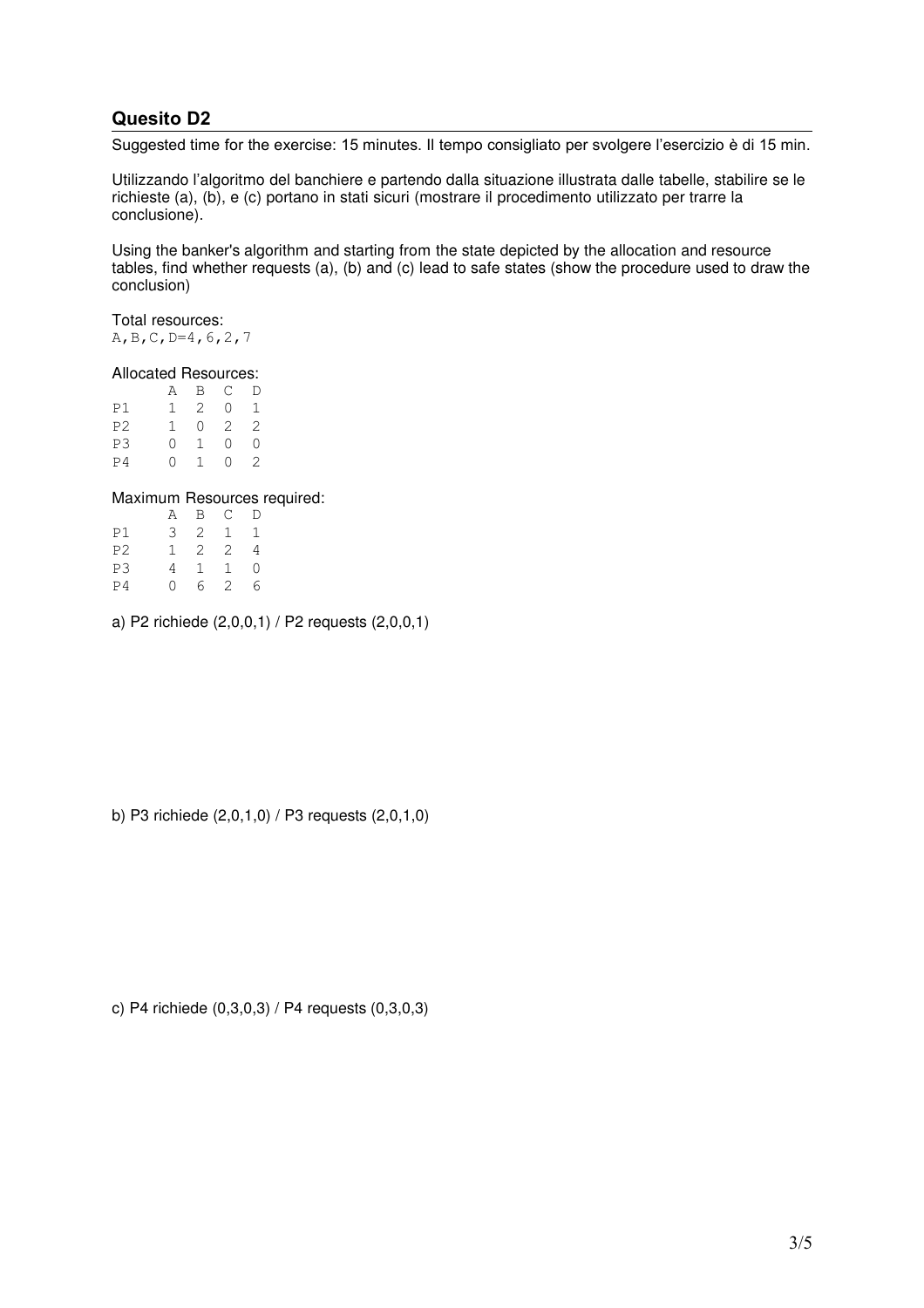## Quesito D2

Suggested time for the exercise: 15 minutes. Il tempo consigliato per svolgere l'esercizio è di 15 min.

Utilizzando l'algoritmo del banchiere e partendo dalla situazione illustrata dalle tabelle, stabilire se le richieste (a), (b), e (c) portano in stati sicuri (mostrare il procedimento utilizzato per trarre la conclusione).

Using the banker's algorithm and starting from the state depicted by the allocation and resource tables, find whether requests (a), (b) and (c) lead to safe states (show the procedure used to draw the conclusion)

Total resources:
`A,B,C,D=4,6,2,7`

Allocated Resources:

|    | A | B | C | D |
|----|---|---|---|---|
| P1 | 1 | 2 | 0 | 1 |
| P2 | 1 | 0 | 2 | 2 |
| P3 | 0 | 1 | 0 | 0 |
| P4 | 0 | 1 | 0 | 2 |

Maximum Resources required:

|    | A | B | C | D |
|----|---|---|---|---|
| P1 | 3 | 2 | 1 | 1 |
| P2 | 1 | 2 | 2 | 4 |
| P3 | 4 | 1 | 1 | 0 |
| P4 | 0 | 6 | 2 | 6 |

a) P2 richiede (2,0,0,1) / P2 requests (2,0,0,1)

b) P3 richiede (2,0,1,0) / P3 requests (2,0,1,0)

c) P4 richiede (0,3,0,3) / P4 requests (0,3,0,3)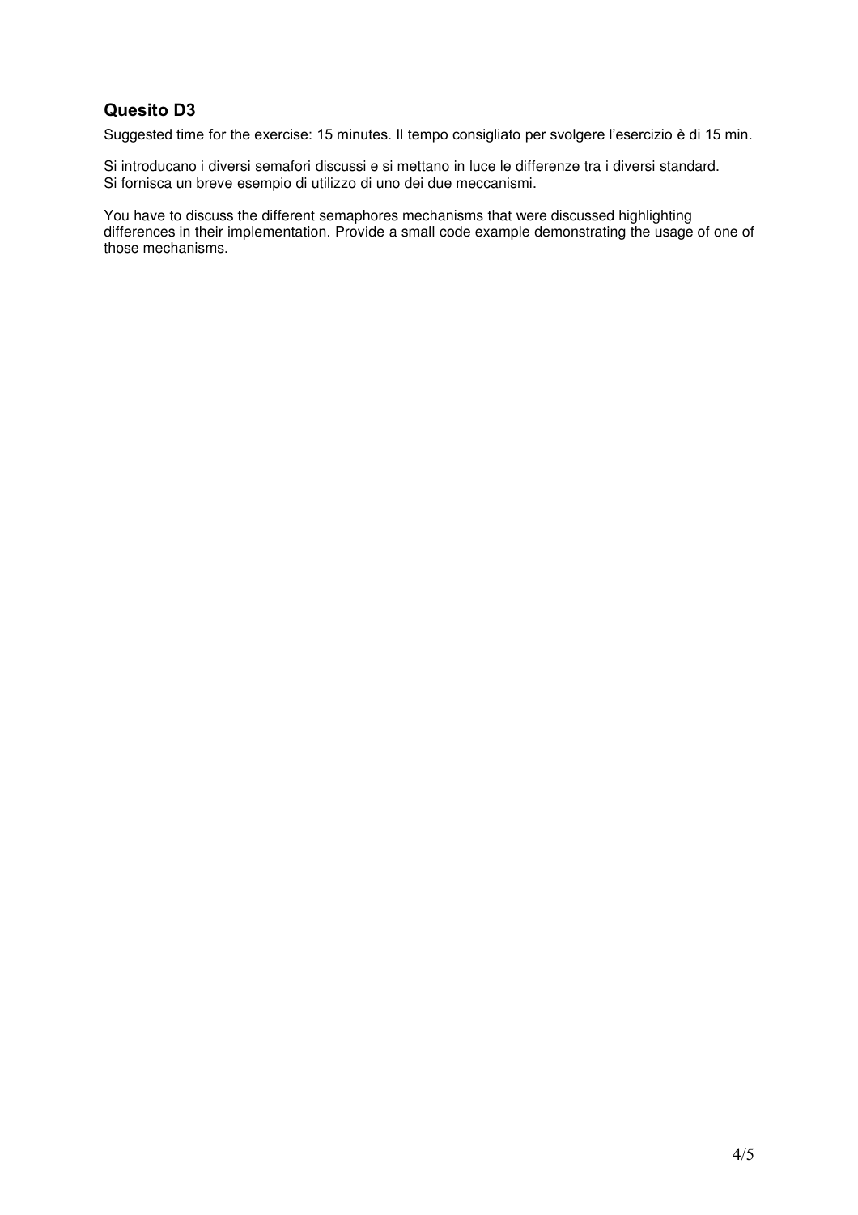## Quesito D3

Suggested time for the exercise: 15 minutes. Il tempo consigliato per svolgere l'esercizio è di 15 min.

Si introducano i diversi semafori discussi e si mettano in luce le differenze tra i diversi standard. Si fornisca un breve esempio di utilizzo di uno dei due meccanismi.

You have to discuss the different semaphores mechanisms that were discussed highlighting differences in their implementation. Provide a small code example demonstrating the usage of one of those mechanisms.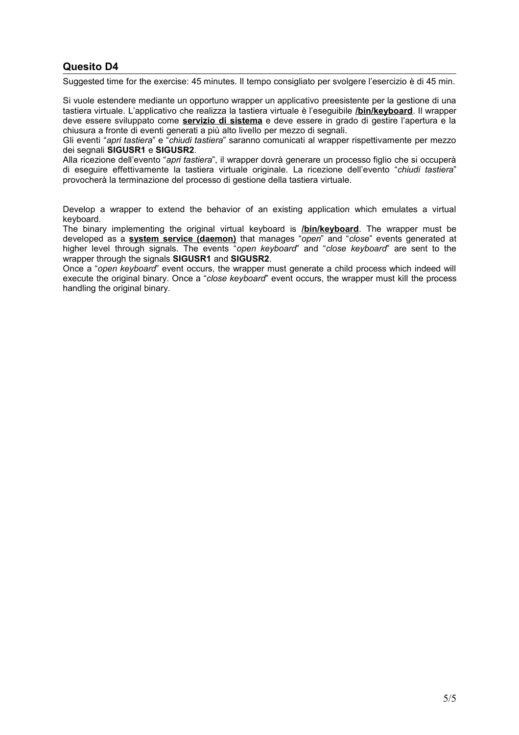## Quesito D4

Suggested time for the exercise: 45 minutes. Il tempo consigliato per svolgere l'esercizio è di 45 min.

Si vuole estendere mediante un opportuno wrapper un applicativo preesistente per la gestione di una tastiera virtuale. L'applicativo che realizza la tastiera virtuale è l'eseguibile **/bin/keyboard**. Il wrapper deve essere sviluppato come **servizio di sistema** e deve essere in grado di gestire l'apertura e la chiusura a fronte di eventi generati a più alto livello per mezzo di segnali.

Gli eventi "*apri tastiera*" e "*chiudi tastiera*" saranno comunicati al wrapper rispettivamente per mezzo dei segnali **SIGUSR1** e **SIGUSR2**.

Alla ricezione dell'evento "*apri tastiera*", il wrapper dovrà generare un processo figlio che si occuperà di eseguire effettivamente la tastiera virtuale originale. La ricezione dell'evento "*chiudi tastiera*" provocherà la terminazione del processo di gestione della tastiera virtuale.

Develop a wrapper to extend the behavior of an existing application which emulates a virtual keyboard.

The binary implementing the original virtual keyboard is **/bin/keyboard**. The wrapper must be developed as a **system service (daemon)** that manages "*open*" and "*close*" events generated at higher level through signals. The events "*open keyboard*" and "*close keyboard*" are sent to the wrapper through the signals **SIGUSR1** and **SIGUSR2**.

Once a "*open keyboard*" event occurs, the wrapper must generate a child process which indeed will execute the original binary. Once a "*close keyboard*" event occurs, the wrapper must kill the process handling the original binary.